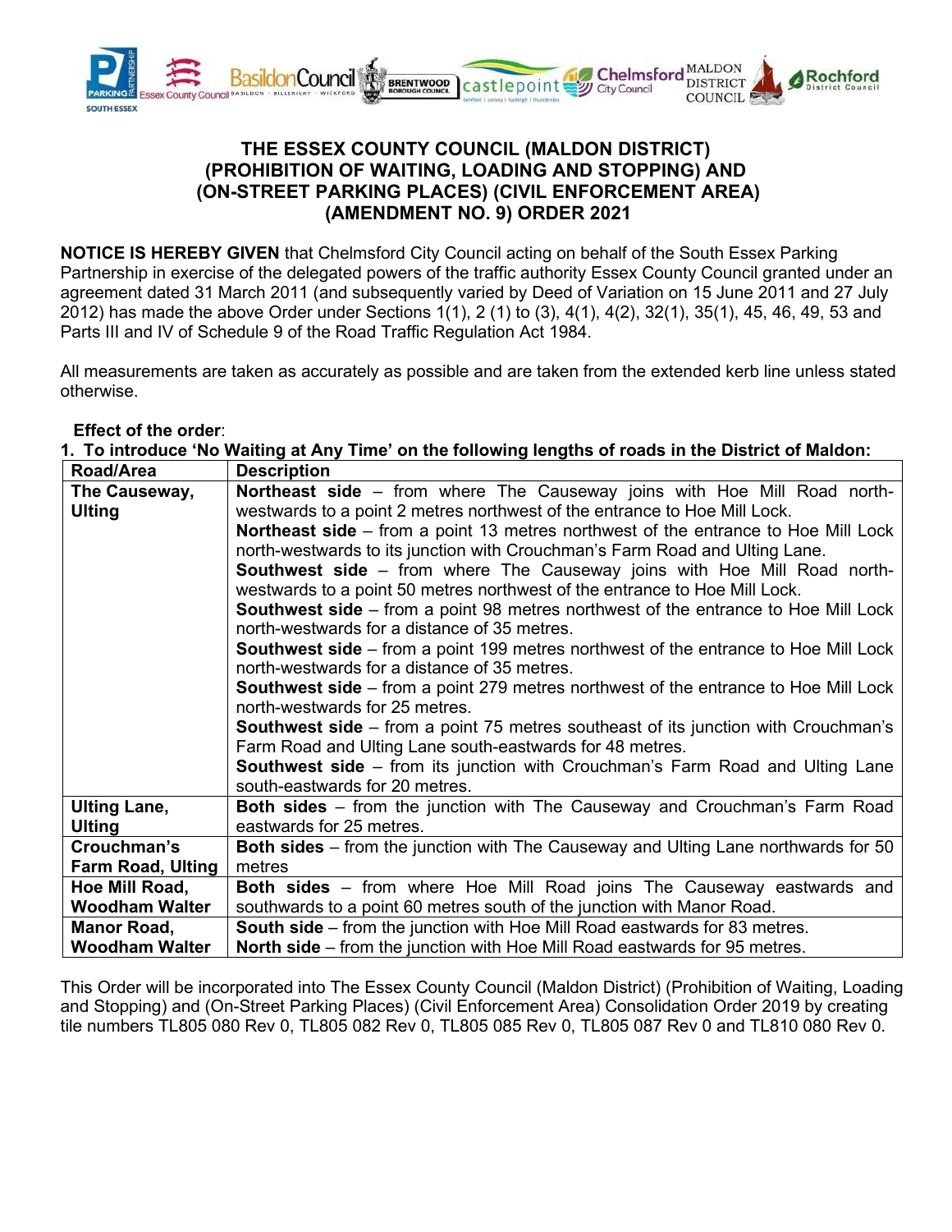## THE ESSEX COUNTY COUNCIL (MALDON DISTRICT) (PROHIBITION OF WAITING, LOADING AND STOPPING) AND (ON-STREET PARKING PLACES) (CIVIL ENFORCEMENT AREA) (AMENDMENT NO. 9) ORDER 2021

**NOTICE IS HEREBY GIVEN** that Chelmsford City Council acting on behalf of the South Essex Parking Partnership in exercise of the delegated powers of the traffic authority Essex County Council granted under an agreement dated 31 March 2011 (and subsequently varied by Deed of Variation on 15 June 2011 and 27 July 2012) has made the above Order under Sections 1(1), 2 (1) to (3), 4(1), 4(2), 32(1), 35(1), 45, 46, 49, 53 and Parts III and IV of Schedule 9 of the Road Traffic Regulation Act 1984.

All measurements are taken as accurately as possible and are taken from the extended kerb line unless stated otherwise.

**Effect of the order**:

**1. To introduce 'No Waiting at Any Time' on the following lengths of roads in the District of Maldon:**

| Road/Area | Description |
|---|---|
| **The Causeway, Ulting** | **Northeast side** – from where The Causeway joins with Hoe Mill Road north-westwards to a point 2 metres northwest of the entrance to Hoe Mill Lock.<br>**Northeast side** – from a point 13 metres northwest of the entrance to Hoe Mill Lock north-westwards to its junction with Crouchman's Farm Road and Ulting Lane.<br>**Southwest side** – from where The Causeway joins with Hoe Mill Road north-westwards to a point 50 metres northwest of the entrance to Hoe Mill Lock.<br>**Southwest side** – from a point 98 metres northwest of the entrance to Hoe Mill Lock north-westwards for a distance of 35 metres.<br>**Southwest side** – from a point 199 metres northwest of the entrance to Hoe Mill Lock north-westwards for a distance of 35 metres.<br>**Southwest side** – from a point 279 metres northwest of the entrance to Hoe Mill Lock north-westwards for 25 metres.<br>**Southwest side** – from a point 75 metres southeast of its junction with Crouchman's Farm Road and Ulting Lane south-eastwards for 48 metres.<br>**Southwest side** – from its junction with Crouchman's Farm Road and Ulting Lane south-eastwards for 20 metres. |
| **Ulting Lane, Ulting** | **Both sides** – from the junction with The Causeway and Crouchman's Farm Road eastwards for 25 metres. |
| **Crouchman's Farm Road, Ulting** | **Both sides** – from the junction with The Causeway and Ulting Lane northwards for 50 metres |
| **Hoe Mill Road, Woodham Walter** | **Both sides** – from where Hoe Mill Road joins The Causeway eastwards and southwards to a point 60 metres south of the junction with Manor Road. |
| **Manor Road, Woodham Walter** | **South side** – from the junction with Hoe Mill Road eastwards for 83 metres.<br>**North side** – from the junction with Hoe Mill Road eastwards for 95 metres. |

This Order will be incorporated into The Essex County Council (Maldon District) (Prohibition of Waiting, Loading and Stopping) and (On-Street Parking Places) (Civil Enforcement Area) Consolidation Order 2019 by creating tile numbers TL805 080 Rev 0, TL805 082 Rev 0, TL805 085 Rev 0, TL805 087 Rev 0 and TL810 080 Rev 0.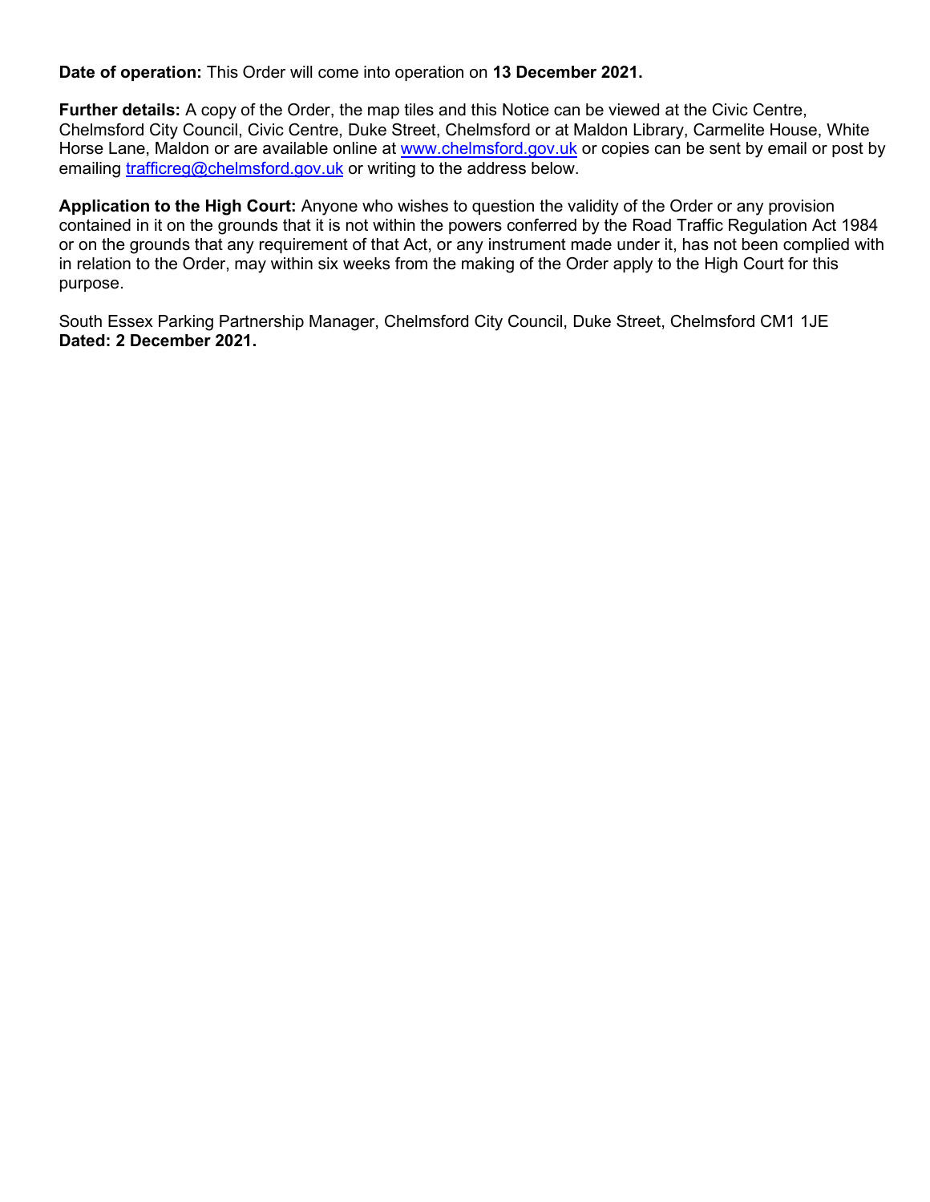**Date of operation:** This Order will come into operation on **13 December 2021.**

**Further details:** A copy of the Order, the map tiles and this Notice can be viewed at the Civic Centre, Chelmsford City Council, Civic Centre, Duke Street, Chelmsford or at Maldon Library, Carmelite House, White Horse Lane, Maldon or are available online at www.chelmsford.gov.uk or copies can be sent by email or post by emailing trafficreg@chelmsford.gov.uk or writing to the address below.

**Application to the High Court:** Anyone who wishes to question the validity of the Order or any provision contained in it on the grounds that it is not within the powers conferred by the Road Traffic Regulation Act 1984 or on the grounds that any requirement of that Act, or any instrument made under it, has not been complied with in relation to the Order, may within six weeks from the making of the Order apply to the High Court for this purpose.

South Essex Parking Partnership Manager, Chelmsford City Council, Duke Street, Chelmsford CM1 1JE
**Dated: 2 December 2021.**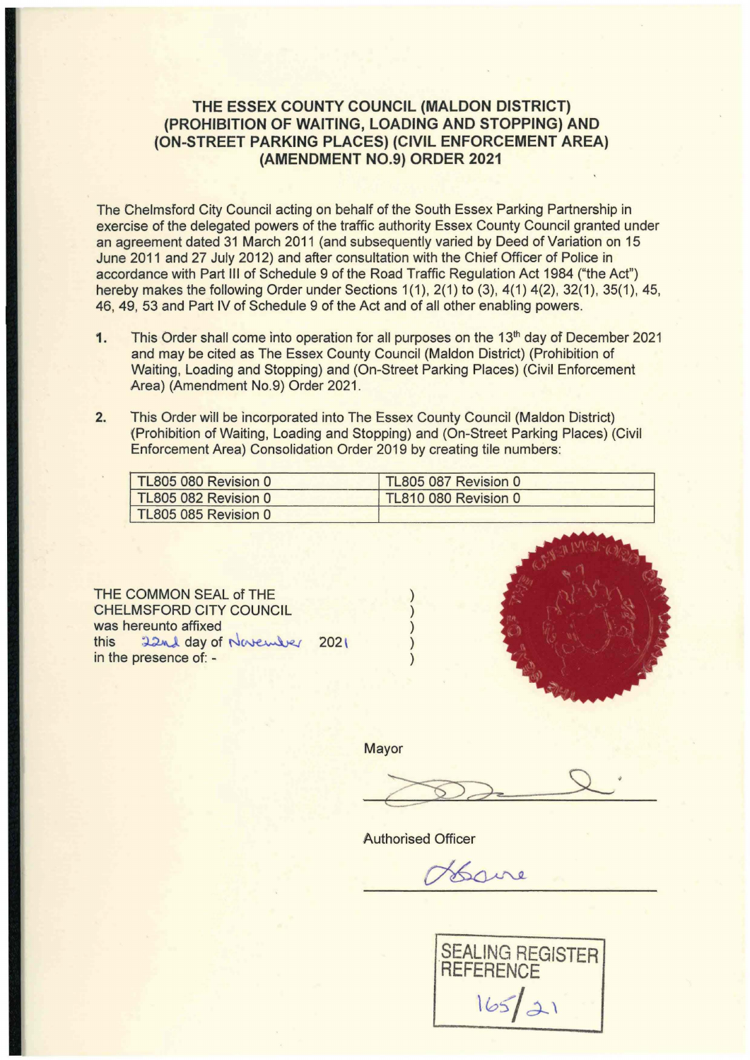# THE ESSEX COUNTY COUNCIL (MALDON DISTRICT) (PROHIBITION OF WAITING, LOADING AND STOPPING) AND (ON-STREET PARKING PLACES) (CIVIL ENFORCEMENT AREA) (AMENDMENT NO.9) ORDER 2021

The Chelmsford City Council acting on behalf of the South Essex Parking Partnership in exercise of the delegated powers of the traffic authority Essex County Council granted under an agreement dated 31 March 2011 (and subsequently varied by Deed of Variation on 15 June 2011 and 27 July 2012) and after consultation with the Chief Officer of Police in accordance with Part III of Schedule 9 of the Road Traffic Regulation Act 1984 ("the Act") hereby makes the following Order under Sections 1(1), 2(1) to (3), 4(1) 4(2), 32(1), 35(1), 45, 46, 49, 53 and Part IV of Schedule 9 of the Act and of all other enabling powers.

1. This Order shall come into operation for all purposes on the 13th day of December 2021 and may be cited as The Essex County Council (Maldon District) (Prohibition of Waiting, Loading and Stopping) and (On-Street Parking Places) (Civil Enforcement Area) (Amendment No.9) Order 2021.

2. This Order will be incorporated into The Essex County Council (Maldon District) (Prohibition of Waiting, Loading and Stopping) and (On-Street Parking Places) (Civil Enforcement Area) Consolidation Order 2019 by creating tile numbers:

| | |
|---|---|
| TL805 080 Revision 0 | TL805 087 Revision 0 |
| TL805 082 Revision 0 | TL810 080 Revision 0 |
| TL805 085 Revision 0 | |

THE COMMON SEAL of THE CHELMSFORD CITY COUNCIL was hereunto affixed this 22nd day of November 2021 in the presence of: -

Mayor

Authorised Officer

SEALING REGISTER REFERENCE 165/21